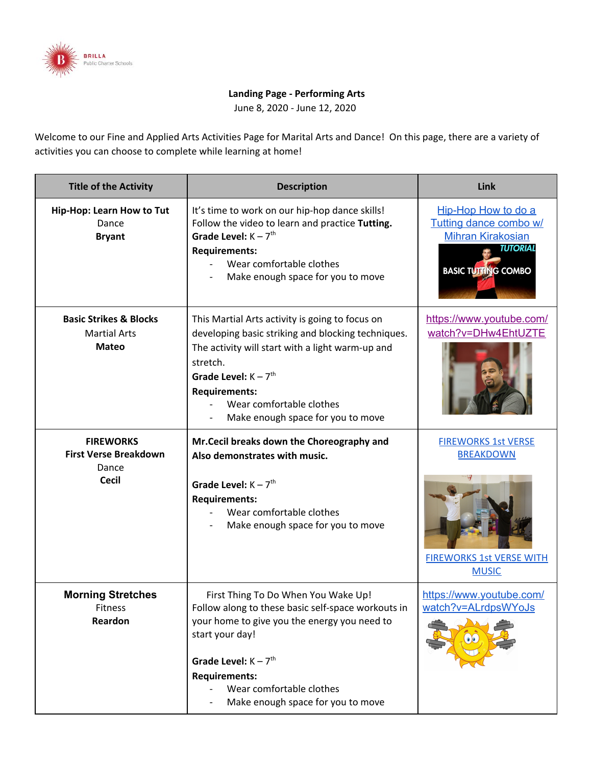BRILLA Public Charter Schools

**Landing Page - Performing Arts**
June 8, 2020 - June 12, 2020

Welcome to our Fine and Applied Arts Activities Page for Marital Arts and Dance! On this page, there are a variety of activities you can choose to complete while learning at home!

| Title of the Activity | Description | Link |
|---|---|---|
| **Hip-Hop: Learn How to Tut**<br>Dance<br>**Bryant** | It's time to work on our hip-hop dance skills! Follow the video to learn and practice **Tutting.**<br>**Grade Level:** K – 7th<br>**Requirements:**<br>- Wear comfortable clothes<br>- Make enough space for you to move | Hip-Hop How to do a Tutting dance combo w/ Mihran Kirakosian |
| **Basic Strikes & Blocks**<br>Martial Arts<br>**Mateo** | This Martial Arts activity is going to focus on developing basic striking and blocking techniques. The activity will start with a light warm-up and stretch.<br>**Grade Level:** K – 7th<br>**Requirements:**<br>- Wear comfortable clothes<br>- Make enough space for you to move | https://www.youtube.com/watch?v=DHw4EhtUZTE |
| **FIREWORKS**<br>**First Verse Breakdown**<br>Dance<br>**Cecil** | **Mr.Cecil breaks down the Choreography and Also demonstrates with music.**<br>**Grade Level:** K – 7th<br>**Requirements:**<br>- Wear comfortable clothes<br>- Make enough space for you to move | FIREWORKS 1st VERSE BREAKDOWN<br>FIREWORKS 1st VERSE WITH MUSIC |
| **Morning Stretches**<br>Fitness<br>**Reardon** | First Thing To Do When You Wake Up! Follow along to these basic self-space workouts in your home to give you the energy you need to start your day!<br>**Grade Level:** K – 7th<br>**Requirements:**<br>- Wear comfortable clothes<br>- Make enough space for you to move | https://www.youtube.com/watch?v=ALrdpsWYoJs |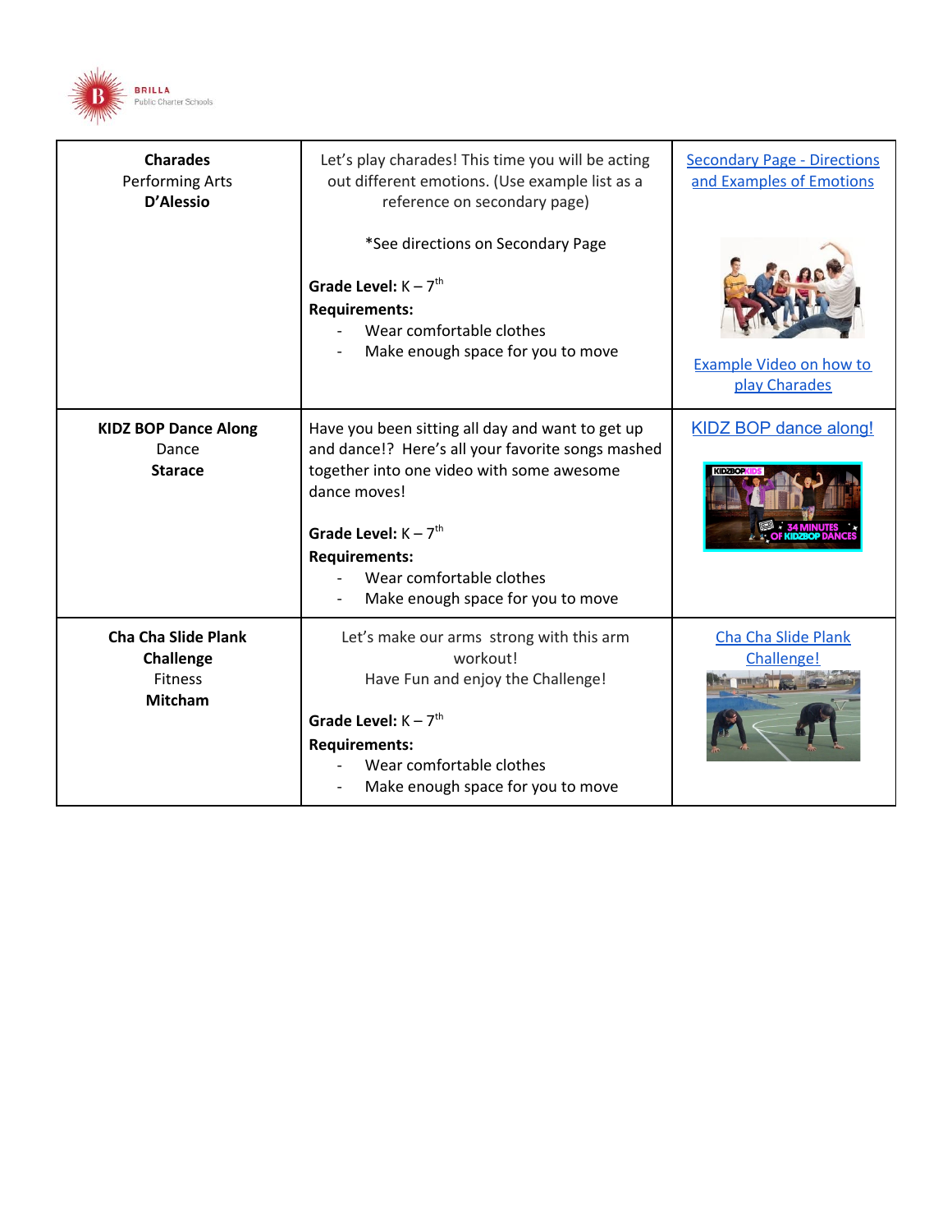| | | |
|---|---|---|
| **Charades**<br>Performing Arts<br>**D'Alessio** | Let's play charades! This time you will be acting out different emotions. (Use example list as a reference on secondary page)<br><br>*See directions on Secondary Page<br><br>**Grade Level:** K – 7th<br>**Requirements:**<br>- Wear comfortable clothes<br>- Make enough space for you to move | Secondary Page - Directions and Examples of Emotions<br><br>Example Video on how to play Charades |
| **KIDZ BOP Dance Along**<br>Dance<br>**Starace** | Have you been sitting all day and want to get up and dance!? Here's all your favorite songs mashed together into one video with some awesome dance moves!<br><br>**Grade Level:** K – 7th<br>**Requirements:**<br>- Wear comfortable clothes<br>- Make enough space for you to move | KIDZ BOP dance along! |
| **Cha Cha Slide Plank Challenge**<br>Fitness<br>**Mitcham** | Let's make our arms strong with this arm workout!<br>Have Fun and enjoy the Challenge!<br><br>**Grade Level:** K – 7th<br>**Requirements:**<br>- Wear comfortable clothes<br>- Make enough space for you to move | Cha Cha Slide Plank Challenge! |